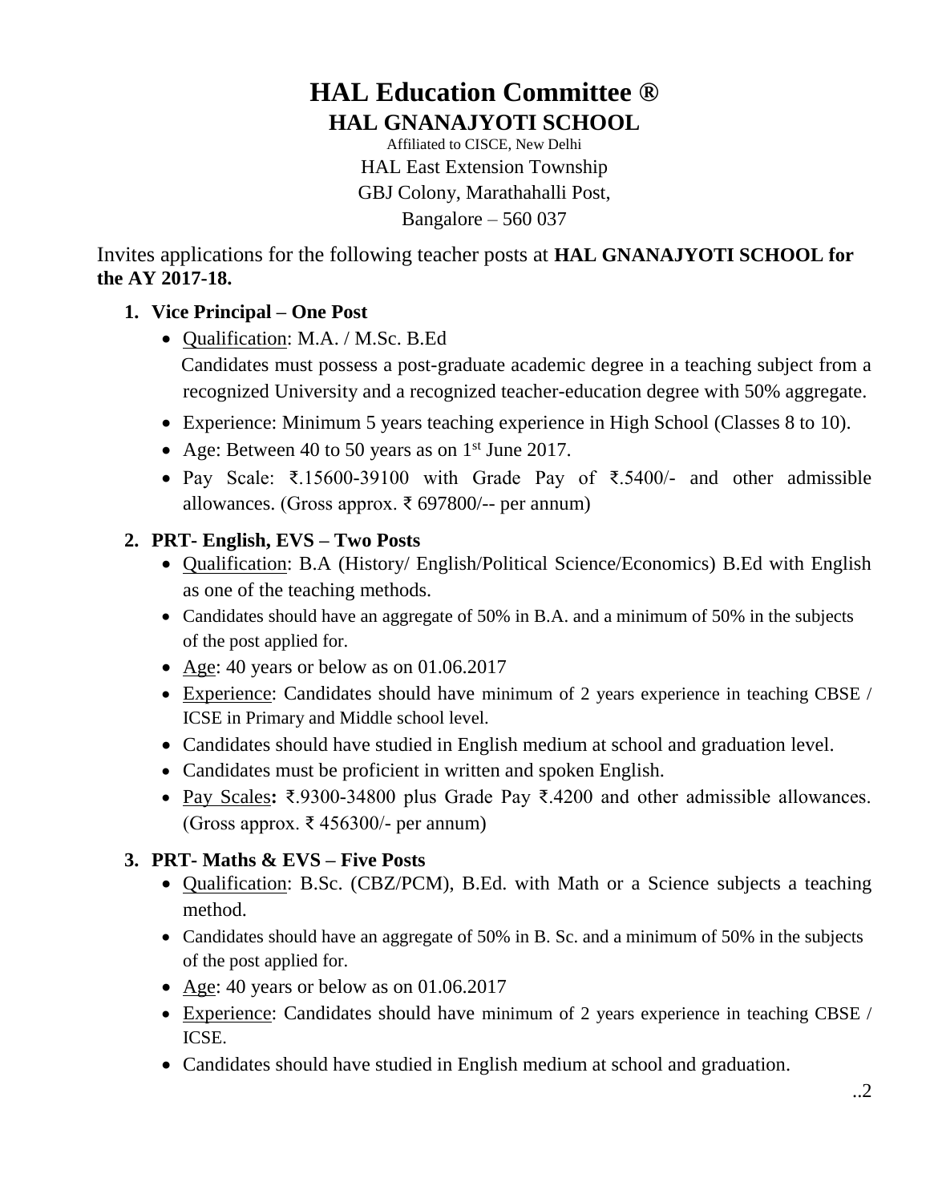# HAL Education Committee ®

## HAL GNANAJYOTI SCHOOL

Affiliated to CISCE, New Delhi

HAL East Extension Township

GBJ Colony, Marathahalli Post,

Bangalore – 560 037

Invites applications for the following teacher posts at **HAL GNANAJYOTI SCHOOL for the AY 2017-18.**

1. **Vice Principal – One Post**
   - Qualification: M.A. / M.Sc. B.Ed

     Candidates must possess a post-graduate academic degree in a teaching subject from a recognized University and a recognized teacher-education degree with 50% aggregate.
   - Experience: Minimum 5 years teaching experience in High School (Classes 8 to 10).
   - Age: Between 40 to 50 years as on 1st June 2017.
   - Pay Scale: ₹.15600-39100 with Grade Pay of ₹.5400/- and other admissible allowances. (Gross approx. ₹ 697800/-- per annum)

2. **PRT- English, EVS – Two Posts**
   - Qualification: B.A (History/ English/Political Science/Economics) B.Ed with English as one of the teaching methods.
   - Candidates should have an aggregate of 50% in B.A. and a minimum of 50% in the subjects of the post applied for.
   - Age: 40 years or below as on 01.06.2017
   - Experience: Candidates should have minimum of 2 years experience in teaching CBSE / ICSE in Primary and Middle school level.
   - Candidates should have studied in English medium at school and graduation level.
   - Candidates must be proficient in written and spoken English.
   - Pay Scales**:** ₹.9300-34800 plus Grade Pay ₹.4200 and other admissible allowances. (Gross approx. ₹ 456300/- per annum)

3. **PRT- Maths & EVS – Five Posts**
   - Qualification: B.Sc. (CBZ/PCM), B.Ed. with Math or a Science subjects a teaching method.
   - Candidates should have an aggregate of 50% in B. Sc. and a minimum of 50% in the subjects of the post applied for.
   - Age: 40 years or below as on 01.06.2017
   - Experience: Candidates should have minimum of 2 years experience in teaching CBSE / ICSE.
   - Candidates should have studied in English medium at school and graduation.

..2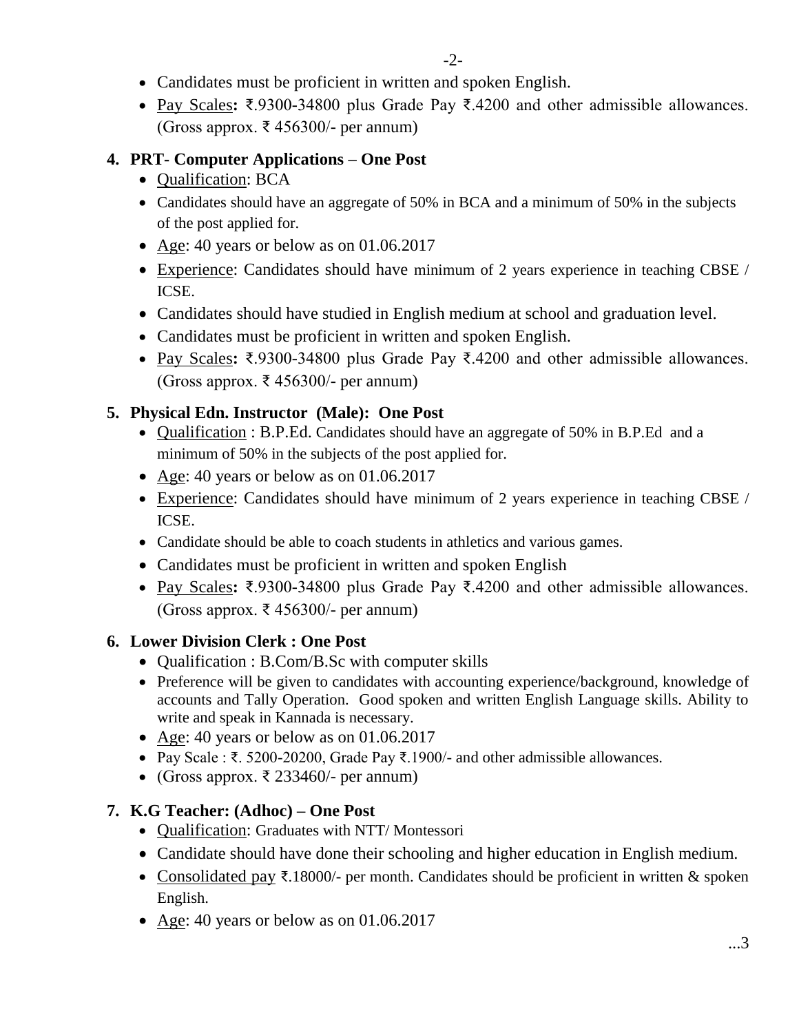- Candidates must be proficient in written and spoken English.
- Pay Scales**:** ₹.9300-34800 plus Grade Pay ₹.4200 and other admissible allowances. (Gross approx. ₹ 456300/- per annum)

4. **PRT- Computer Applications – One Post**
   - Qualification: BCA
   - Candidates should have an aggregate of 50% in BCA and a minimum of 50% in the subjects of the post applied for.
   - Age: 40 years or below as on 01.06.2017
   - Experience: Candidates should have minimum of 2 years experience in teaching CBSE / ICSE.
   - Candidates should have studied in English medium at school and graduation level.
   - Candidates must be proficient in written and spoken English.
   - Pay Scales**:** ₹.9300-34800 plus Grade Pay ₹.4200 and other admissible allowances. (Gross approx. ₹ 456300/- per annum)

5. **Physical Edn. Instructor (Male): One Post**
   - Qualification : B.P.Ed. Candidates should have an aggregate of 50% in B.P.Ed and a minimum of 50% in the subjects of the post applied for.
   - Age: 40 years or below as on 01.06.2017
   - Experience: Candidates should have minimum of 2 years experience in teaching CBSE / ICSE.
   - Candidate should be able to coach students in athletics and various games.
   - Candidates must be proficient in written and spoken English
   - Pay Scales**:** ₹.9300-34800 plus Grade Pay ₹.4200 and other admissible allowances. (Gross approx. ₹ 456300/- per annum)

6. **Lower Division Clerk : One Post**
   - Qualification : B.Com/B.Sc with computer skills
   - Preference will be given to candidates with accounting experience/background, knowledge of accounts and Tally Operation. Good spoken and written English Language skills. Ability to write and speak in Kannada is necessary.
   - Age: 40 years or below as on 01.06.2017
   - Pay Scale : ₹. 5200-20200, Grade Pay ₹.1900/- and other admissible allowances.
   - (Gross approx. ₹ 233460/- per annum)

7. **K.G Teacher: (Adhoc) – One Post**
   - Qualification: Graduates with NTT/ Montessori
   - Candidate should have done their schooling and higher education in English medium.
   - Consolidated pay ₹.18000/- per month. Candidates should be proficient in written & spoken English.
   - Age: 40 years or below as on 01.06.2017

...3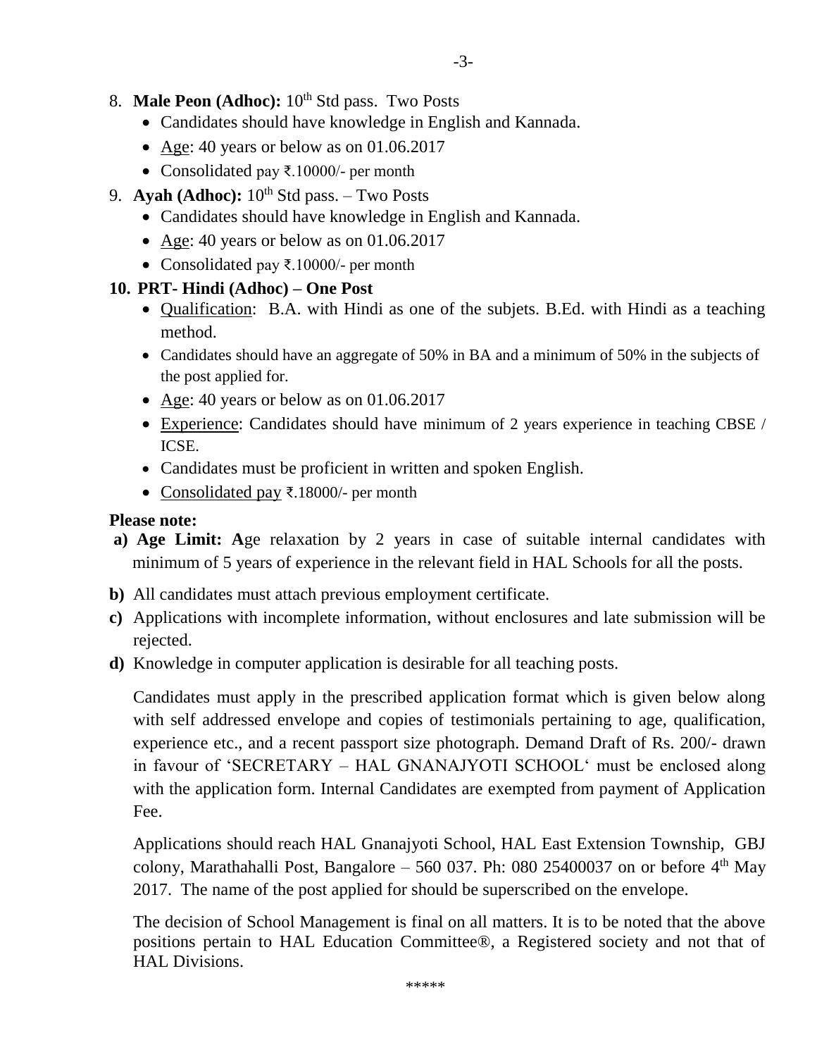8. **Male Peon (Adhoc):** 10th Std pass. Two Posts
   - Candidates should have knowledge in English and Kannada.
   - Age: 40 years or below as on 01.06.2017
   - Consolidated pay ₹.10000/- per month
9. **Ayah (Adhoc):** 10th Std pass. – Two Posts
   - Candidates should have knowledge in English and Kannada.
   - Age: 40 years or below as on 01.06.2017
   - Consolidated pay ₹.10000/- per month
10. **PRT- Hindi (Adhoc) – One Post**
    - Qualification: B.A. with Hindi as one of the subjets. B.Ed. with Hindi as a teaching method.
    - Candidates should have an aggregate of 50% in BA and a minimum of 50% in the subjects of the post applied for.
    - Age: 40 years or below as on 01.06.2017
    - Experience: Candidates should have minimum of 2 years experience in teaching CBSE / ICSE.
    - Candidates must be proficient in written and spoken English.
    - Consolidated pay ₹.18000/- per month

**Please note:**

a) **Age Limit: A**ge relaxation by 2 years in case of suitable internal candidates with minimum of 5 years of experience in the relevant field in HAL Schools for all the posts.

b) All candidates must attach previous employment certificate.

c) Applications with incomplete information, without enclosures and late submission will be rejected.

d) Knowledge in computer application is desirable for all teaching posts.

Candidates must apply in the prescribed application format which is given below along with self addressed envelope and copies of testimonials pertaining to age, qualification, experience etc., and a recent passport size photograph. Demand Draft of Rs. 200/- drawn in favour of 'SECRETARY – HAL GNANAJYOTI SCHOOL' must be enclosed along with the application form. Internal Candidates are exempted from payment of Application Fee.

Applications should reach HAL Gnanajyoti School, HAL East Extension Township, GBJ colony, Marathahalli Post, Bangalore – 560 037. Ph: 080 25400037 on or before 4th May 2017. The name of the post applied for should be superscribed on the envelope.

The decision of School Management is final on all matters. It is to be noted that the above positions pertain to HAL Education Committee®, a Registered society and not that of HAL Divisions.

*****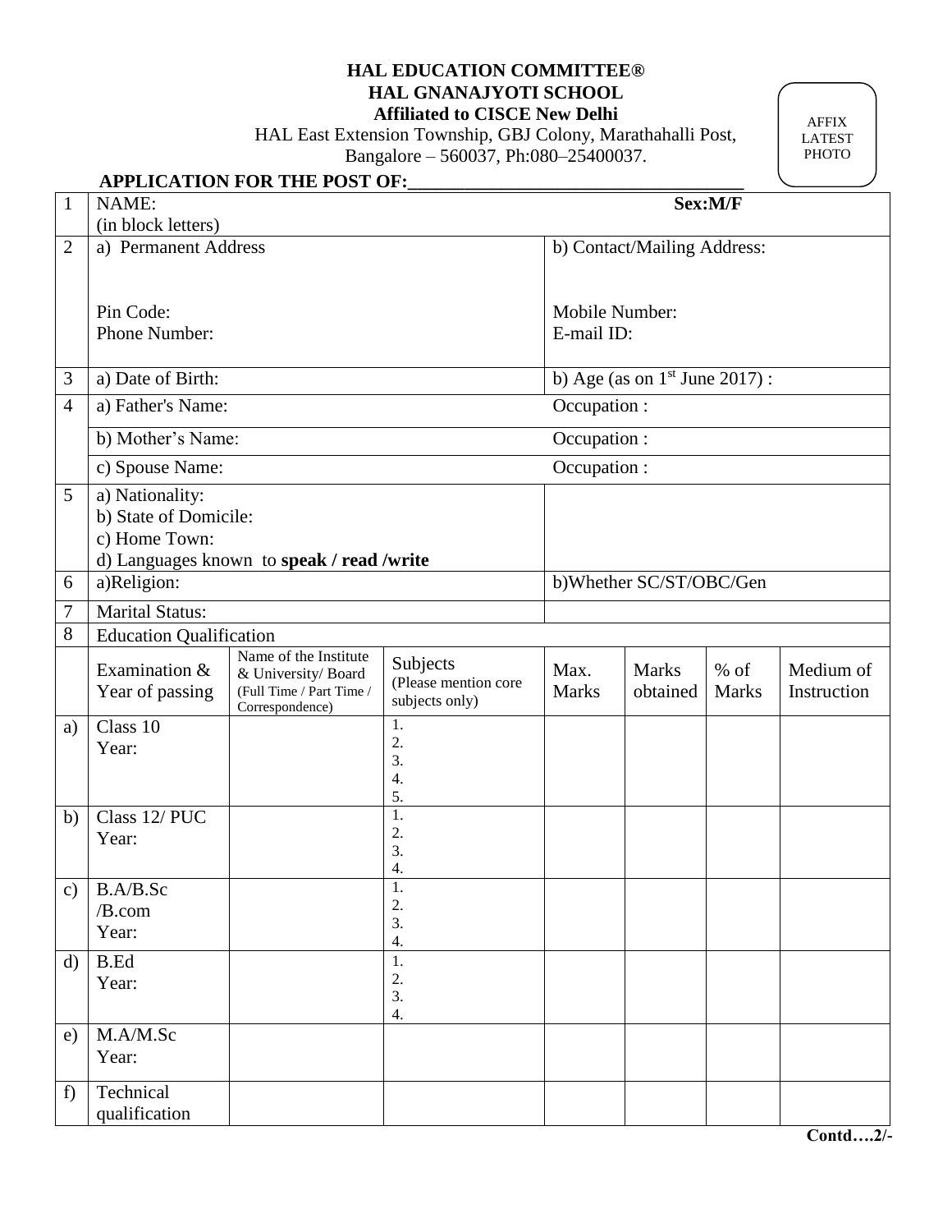**HAL EDUCATION COMMITTEE®**
**HAL GNANAJYOTI SCHOOL**
**Affiliated to CISCE New Delhi**
HAL East Extension Township, GBJ Colony, Marathahalli Post,
Bangalore – 560037, Ph:080–25400037.

AFFIX LATEST PHOTO

**APPLICATION FOR THE POST OF:\_\_\_\_\_\_\_\_\_\_\_\_\_\_\_\_\_\_\_\_\_\_\_\_\_\_\_\_\_\_\_\_\_\_\_\_**

| | | | | | | | |
|---|---|---|---|---|---|---|---|
| 1 | NAME: (in block letters) | | | **Sex:M/F** | | | |
| 2 | a) Permanent Address<br><br>Pin Code:<br>Phone Number: | | | b) Contact/Mailing Address:<br><br>Mobile Number:<br>E-mail ID: | | | |
| 3 | a) Date of Birth: | | | b) Age (as on 1st June 2017) : | | | |
| 4 | a) Father's Name: | | | Occupation : | | | |
| | b) Mother's Name: | | | Occupation : | | | |
| | c) Spouse Name: | | | Occupation : | | | |
| 5 | a) Nationality:<br>b) State of Domicile:<br>c) Home Town:<br>d) Languages known to **speak / read /write** | | | | | | |
| 6 | a)Religion: | | | b)Whether SC/ST/OBC/Gen | | | |
| 7 | Marital Status: | | | | | | |
| 8 | Education Qualification | | | | | | |
| | Examination & Year of passing | Name of the Institute & University/ Board (Full Time / Part Time / Correspondence) | Subjects (Please mention core subjects only) | Max. Marks | Marks obtained | % of Marks | Medium of Instruction |
| a) | Class 10<br>Year: | | 1.<br>2.<br>3.<br>4.<br>5. | | | | |
| b) | Class 12/ PUC<br>Year: | | 1.<br>2.<br>3.<br>4. | | | | |
| c) | B.A/B.Sc /B.com<br>Year: | | 1.<br>2.<br>3.<br>4. | | | | |
| d) | B.Ed<br>Year: | | 1.<br>2.<br>3.<br>4. | | | | |
| e) | M.A/M.Sc<br>Year: | | | | | | |
| f) | Technical qualification | | | | | | |

**Contd….2/-**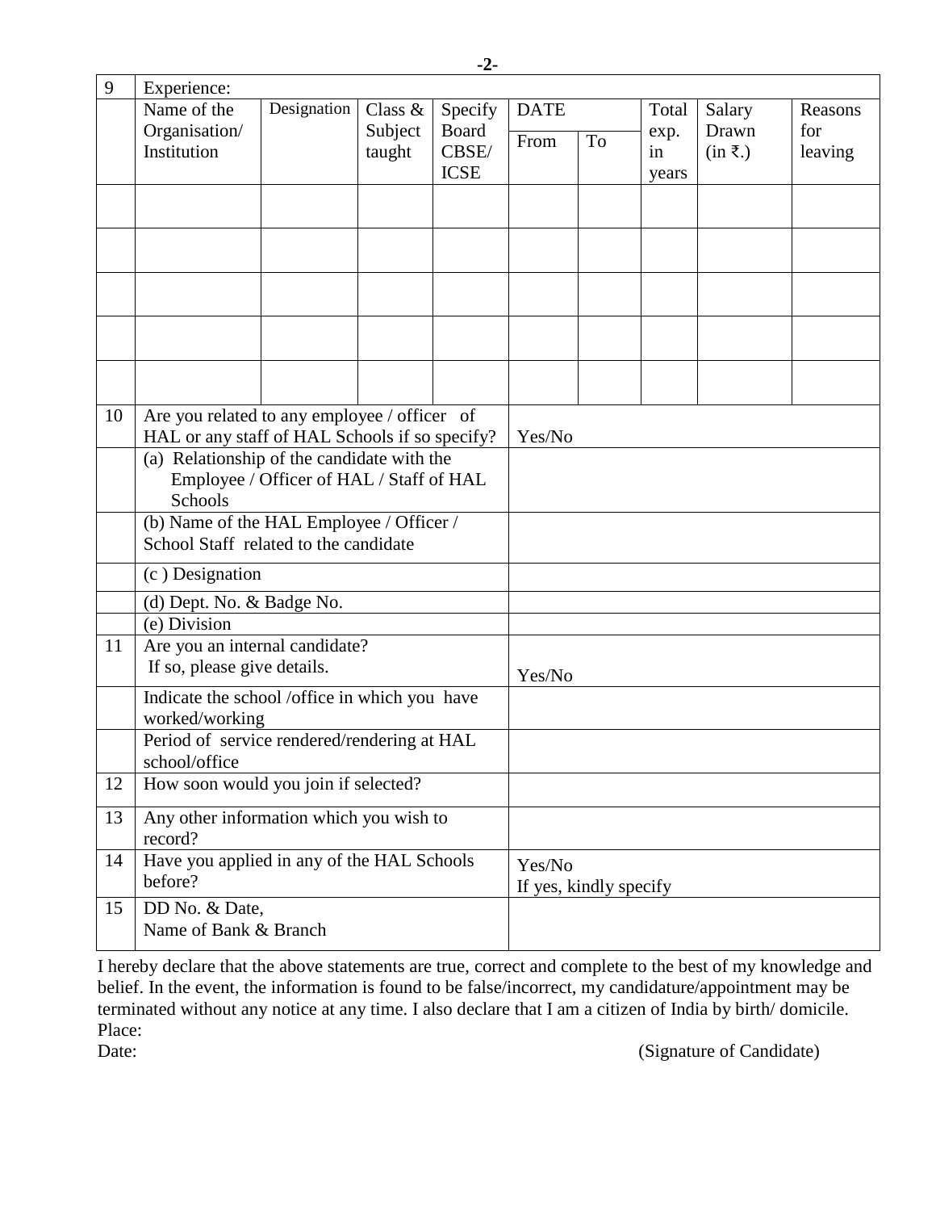| 9 | Experience: | | | | | | | | |
|---|---|---|---|---|---|---|---|---|---|
| | Name of the Organisation/ Institution | Designation | Class & Subject taught | Specify Board CBSE/ ICSE | DATE | | Total exp. in years | Salary Drawn (in ₹.) | Reasons for leaving |
| | | | | | From | To | | | |
| | | | | | | | | | |
| | | | | | | | | | |
| | | | | | | | | | |
| | | | | | | | | | |
| | | | | | | | | | |

| | | |
|---|---|---|
| 10 | Are you related to any employee / officer of HAL or any staff of HAL Schools if so specify? | Yes/No |
| | (a) Relationship of the candidate with the Employee / Officer of HAL / Staff of HAL Schools | |
| | (b) Name of the HAL Employee / Officer / School Staff related to the candidate | |
| | (c ) Designation | |
| | (d) Dept. No. & Badge No. | |
| | (e) Division | |
| 11 | Are you an internal candidate? If so, please give details. | Yes/No |
| | Indicate the school /office in which you have worked/working | |
| | Period of service rendered/rendering at HAL school/office | |
| 12 | How soon would you join if selected? | |
| 13 | Any other information which you wish to record? | |
| 14 | Have you applied in any of the HAL Schools before? | Yes/No<br>If yes, kindly specify |
| 15 | DD No. & Date,<br>Name of Bank & Branch | |

I hereby declare that the above statements are true, correct and complete to the best of my knowledge and belief. In the event, the information is found to be false/incorrect, my candidature/appointment may be terminated without any notice at any time. I also declare that I am a citizen of India by birth/ domicile.

Place:

Date: (Signature of Candidate)